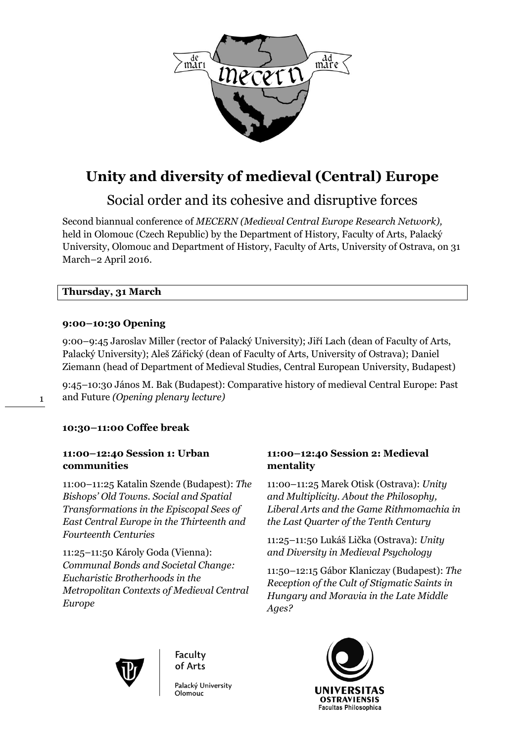# Unity and diversity of medieval (Central) Europe

## Social order and its cohesive and disruptive forces

Second biannual conference of *MECERN (Medieval Central Europe Research Network),* held in Olomouc (Czech Republic) by the Department of History, Faculty of Arts, Palacký University, Olomouc and Department of History, Faculty of Arts, University of Ostrava, on 31 March–2 April 2016.

**Thursday, 31 March**

#### 9:00–10:30 Opening

9:00–9:45 Jaroslav Miller (rector of Palacký University); Jiří Lach (dean of Faculty of Arts, Palacký University); Aleš Zářický (dean of Faculty of Arts, University of Ostrava); Daniel Ziemann (head of Department of Medieval Studies, Central European University, Budapest)

9:45–10:30 János M. Bak (Budapest): Comparative history of medieval Central Europe: Past and Future *(Opening plenary lecture)*

#### 10:30–11:00 Coffee break

#### 11:00–12:40 Session 1: Urban communities

11:00–11:25 Katalin Szende (Budapest): *The Bishops' Old Towns. Social and Spatial Transformations in the Episcopal Sees of East Central Europe in the Thirteenth and Fourteenth Centuries*

11:25–11:50 Károly Goda (Vienna): *Communal Bonds and Societal Change: Eucharistic Brotherhoods in the Metropolitan Contexts of Medieval Central Europe*

#### 11:00–12:40 Session 2: Medieval mentality

11:00–11:25 Marek Otisk (Ostrava): *Unity and Multiplicity. About the Philosophy, Liberal Arts and the Game Rithmomachia in the Last Quarter of the Tenth Century*

11:25–11:50 Lukáš Lička (Ostrava): *Unity and Diversity in Medieval Psychology*

11:50–12:15 Gábor Klaniczay (Budapest): *The Reception of the Cult of Stigmatic Saints in Hungary and Moravia in the Late Middle Ages?*

Faculty of Arts
Palacký University Olomouc

UNIVERSITAS OSTRAVIENSIS
Facultas Philosophica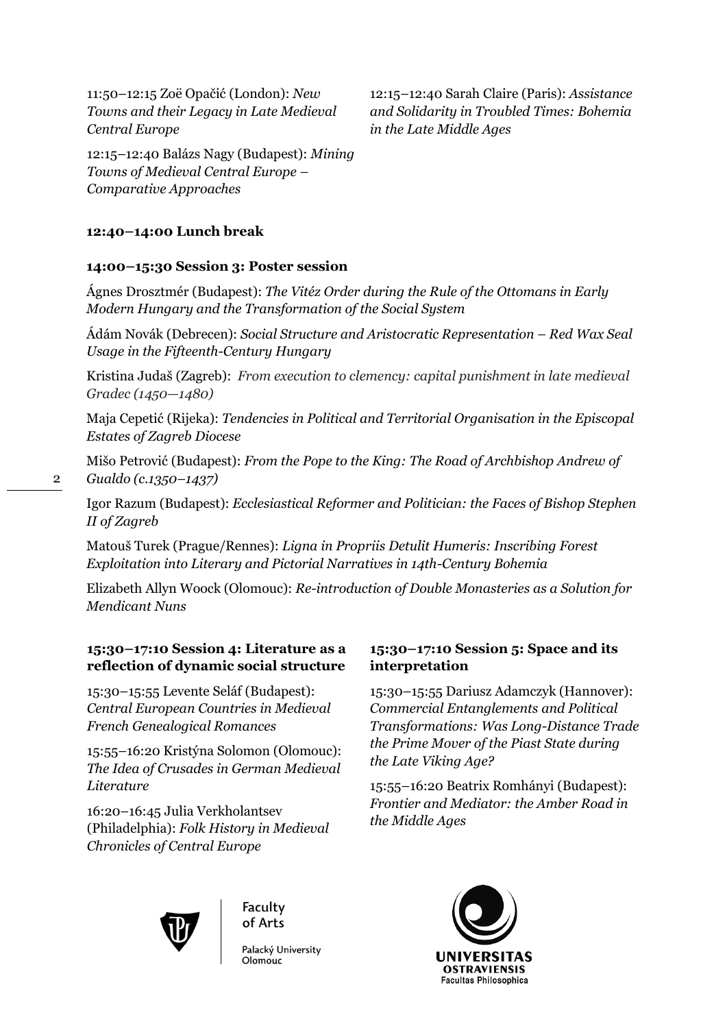11:50–12:15 Zoë Opačić (London): *New Towns and their Legacy in Late Medieval Central Europe*

12:15–12:40 Balázs Nagy (Budapest): *Mining Towns of Medieval Central Europe – Comparative Approaches*

12:15–12:40 Sarah Claire (Paris): *Assistance and Solidarity in Troubled Times: Bohemia in the Late Middle Ages*

**12:40–14:00 Lunch break**

**14:00–15:30 Session 3: Poster session**

Ágnes Drosztmér (Budapest): *The Vitéz Order during the Rule of the Ottomans in Early Modern Hungary and the Transformation of the Social System*

Ádám Novák (Debrecen): *Social Structure and Aristocratic Representation – Red Wax Seal Usage in the Fifteenth-Century Hungary*

Kristina Judaš (Zagreb): *From execution to clemency: capital punishment in late medieval Gradec (1450—1480)*

Maja Cepetić (Rijeka): *Tendencies in Political and Territorial Organisation in the Episcopal Estates of Zagreb Diocese*

Mišo Petrović (Budapest): *From the Pope to the King: The Road of Archbishop Andrew of Gualdo (c.1350–1437)*

Igor Razum (Budapest): *Ecclesiastical Reformer and Politician: the Faces of Bishop Stephen II of Zagreb*

Matouš Turek (Prague/Rennes): *Ligna in Propriis Detulit Humeris: Inscribing Forest Exploitation into Literary and Pictorial Narratives in 14th-Century Bohemia*

Elizabeth Allyn Woock (Olomouc): *Re-introduction of Double Monasteries as a Solution for Mendicant Nuns*

**15:30–17:10 Session 4: Literature as a reflection of dynamic social structure**

15:30–15:55 Levente Seláf (Budapest): *Central European Countries in Medieval French Genealogical Romances*

15:55–16:20 Kristýna Solomon (Olomouc): *The Idea of Crusades in German Medieval Literature*

16:20–16:45 Julia Verkholantsev (Philadelphia): *Folk History in Medieval Chronicles of Central Europe*

**15:30–17:10 Session 5: Space and its interpretation**

15:30–15:55 Dariusz Adamczyk (Hannover): *Commercial Entanglements and Political Transformations: Was Long-Distance Trade the Prime Mover of the Piast State during the Late Viking Age?*

15:55–16:20 Beatrix Romhányi (Budapest): *Frontier and Mediator: the Amber Road in the Middle Ages*

Faculty of Arts
Palacký University Olomouc

UNIVERSITAS OSTRAVIENSIS
Facultas Philosophica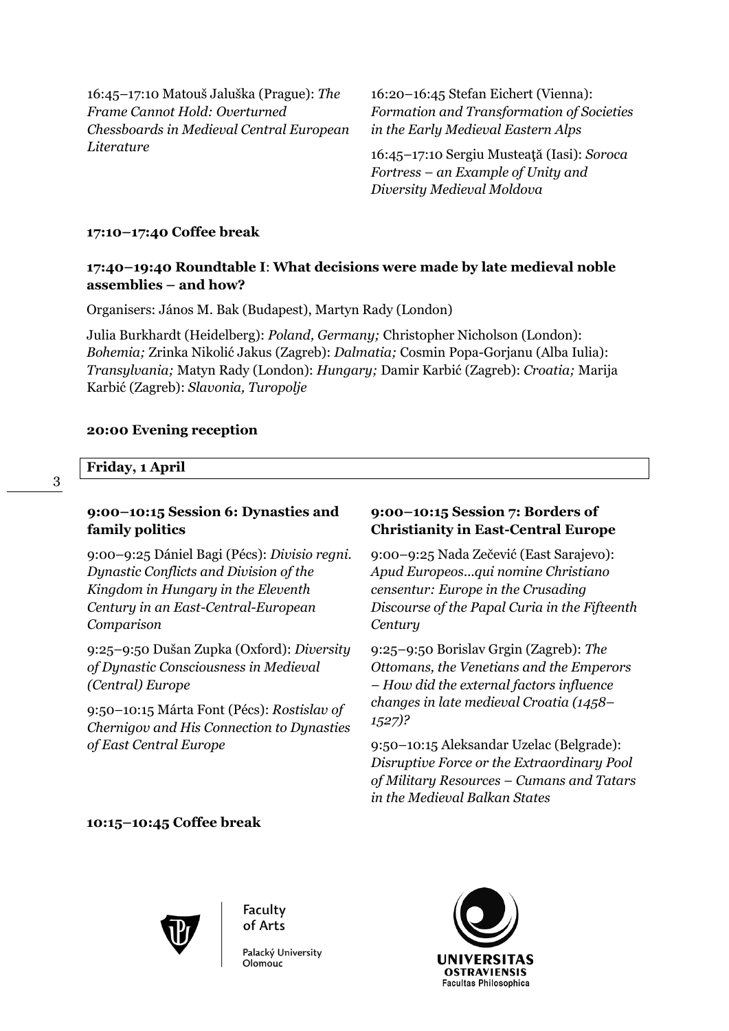16:45–17:10 Matouš Jaluška (Prague): *The Frame Cannot Hold: Overturned Chessboards in Medieval Central European Literature*

16:20–16:45 Stefan Eichert (Vienna): *Formation and Transformation of Societies in the Early Medieval Eastern Alps*

16:45–17:10 Sergiu Musteaţă (Iasi): *Soroca Fortress – an Example of Unity and Diversity Medieval Moldova*

**17:10–17:40 Coffee break**

**17:40–19:40 Roundtable I**: **What decisions were made by late medieval noble assemblies – and how?**

Organisers: János M. Bak (Budapest), Martyn Rady (London)

Julia Burkhardt (Heidelberg): *Poland, Germany;* Christopher Nicholson (London): *Bohemia;* Zrinka Nikolić Jakus (Zagreb): *Dalmatia;* Cosmin Popa-Gorjanu (Alba Iulia): *Transylvania;* Matyn Rady (London): *Hungary;* Damir Karbić (Zagreb): *Croatia;* Marija Karbić (Zagreb): *Slavonia, Turopolje*

**20:00 Evening reception**

## Friday, 1 April

### 9:00–10:15 Session 6: Dynasties and family politics

9:00–9:25 Dániel Bagi (Pécs): *Divisio regni. Dynastic Conflicts and Division of the Kingdom in Hungary in the Eleventh Century in an East-Central-European Comparison*

9:25–9:50 Dušan Zupka (Oxford): *Diversity of Dynastic Consciousness in Medieval (Central) Europe*

9:50–10:15 Márta Font (Pécs): *Rostislav of Chernigov and His Connection to Dynasties of East Central Europe*

### 9:00–10:15 Session 7: Borders of Christianity in East-Central Europe

9:00–9:25 Nada Zečević (East Sarajevo): *Apud Europeos…qui nomine Christiano censentur: Europe in the Crusading Discourse of the Papal Curia in the Fifteenth Century*

9:25–9:50 Borislav Grgin (Zagreb): *The Ottomans, the Venetians and the Emperors – How did the external factors influence changes in late medieval Croatia (1458–1527)?*

9:50–10:15 Aleksandar Uzelac (Belgrade): *Disruptive Force or the Extraordinary Pool of Military Resources – Cumans and Tatars in the Medieval Balkan States*

**10:15–10:45 Coffee break**

Faculty of Arts
Palacký University Olomouc

UNIVERSITAS OSTRAVIENSIS
Facultas Philosophica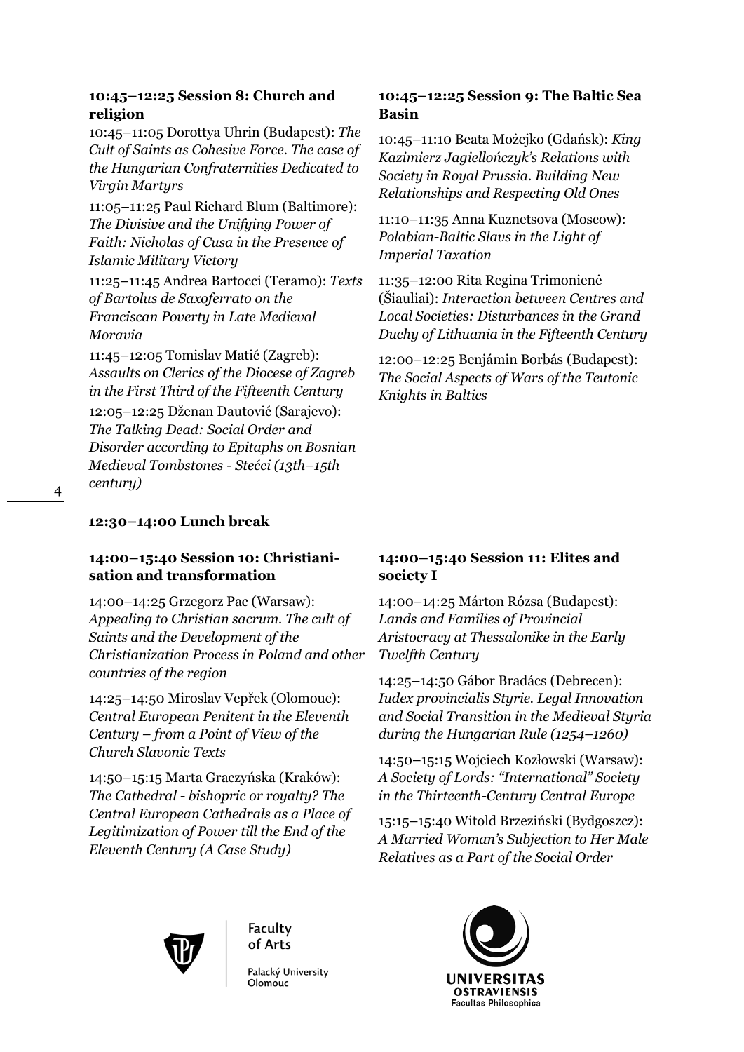### 10:45–12:25 Session 8: Church and religion

10:45–11:05 Dorottya Uhrin (Budapest): *The Cult of Saints as Cohesive Force. The case of the Hungarian Confraternities Dedicated to Virgin Martyrs*

11:05–11:25 Paul Richard Blum (Baltimore): *The Divisive and the Unifying Power of Faith: Nicholas of Cusa in the Presence of Islamic Military Victory*

11:25–11:45 Andrea Bartocci (Teramo): *Texts of Bartolus de Saxoferrato on the Franciscan Poverty in Late Medieval Moravia*

11:45–12:05 Tomislav Matić (Zagreb): *Assaults on Clerics of the Diocese of Zagreb in the First Third of the Fifteenth Century*

12:05–12:25 Dženan Dautović (Sarajevo): *The Talking Dead: Social Order and Disorder according to Epitaphs on Bosnian Medieval Tombstones - Stećci (13th–15th century)*

### 10:45–12:25 Session 9: The Baltic Sea Basin

10:45–11:10 Beata Możejko (Gdańsk): *King Kazimierz Jagiellończyk's Relations with Society in Royal Prussia. Building New Relationships and Respecting Old Ones*

11:10–11:35 Anna Kuznetsova (Moscow): *Polabian-Baltic Slavs in the Light of Imperial Taxation*

11:35–12:00 Rita Regina Trimonienė (Šiauliai): *Interaction between Centres and Local Societies: Disturbances in the Grand Duchy of Lithuania in the Fifteenth Century*

12:00–12:25 Benjámin Borbás (Budapest): *The Social Aspects of Wars of the Teutonic Knights in Baltics*

### 12:30–14:00 Lunch break

### 14:00–15:40 Session 10: Christianisation and transformation

14:00–14:25 Grzegorz Pac (Warsaw): *Appealing to Christian sacrum. The cult of Saints and the Development of the Christianization Process in Poland and other countries of the region*

14:25–14:50 Miroslav Vepřek (Olomouc): *Central European Penitent in the Eleventh Century – from a Point of View of the Church Slavonic Texts*

14:50–15:15 Marta Graczyńska (Kraków): *The Cathedral - bishopric or royalty? The Central European Cathedrals as a Place of Legitimization of Power till the End of the Eleventh Century (A Case Study)*

### 14:00–15:40 Session 11: Elites and society I

14:00–14:25 Márton Rózsa (Budapest): *Lands and Families of Provincial Aristocracy at Thessalonike in the Early Twelfth Century*

14:25–14:50 Gábor Bradács (Debrecen): *Iudex provincialis Styrie. Legal Innovation and Social Transition in the Medieval Styria during the Hungarian Rule (1254–1260)*

14:50–15:15 Wojciech Kozłowski (Warsaw): *A Society of Lords: "International" Society in the Thirteenth-Century Central Europe*

15:15–15:40 Witold Brzeziński (Bydgoszcz): *A Married Woman's Subjection to Her Male Relatives as a Part of the Social Order*

Faculty of Arts
Palacký University Olomouc

UNIVERSITAS OSTRAVIENSIS
Facultas Philosophica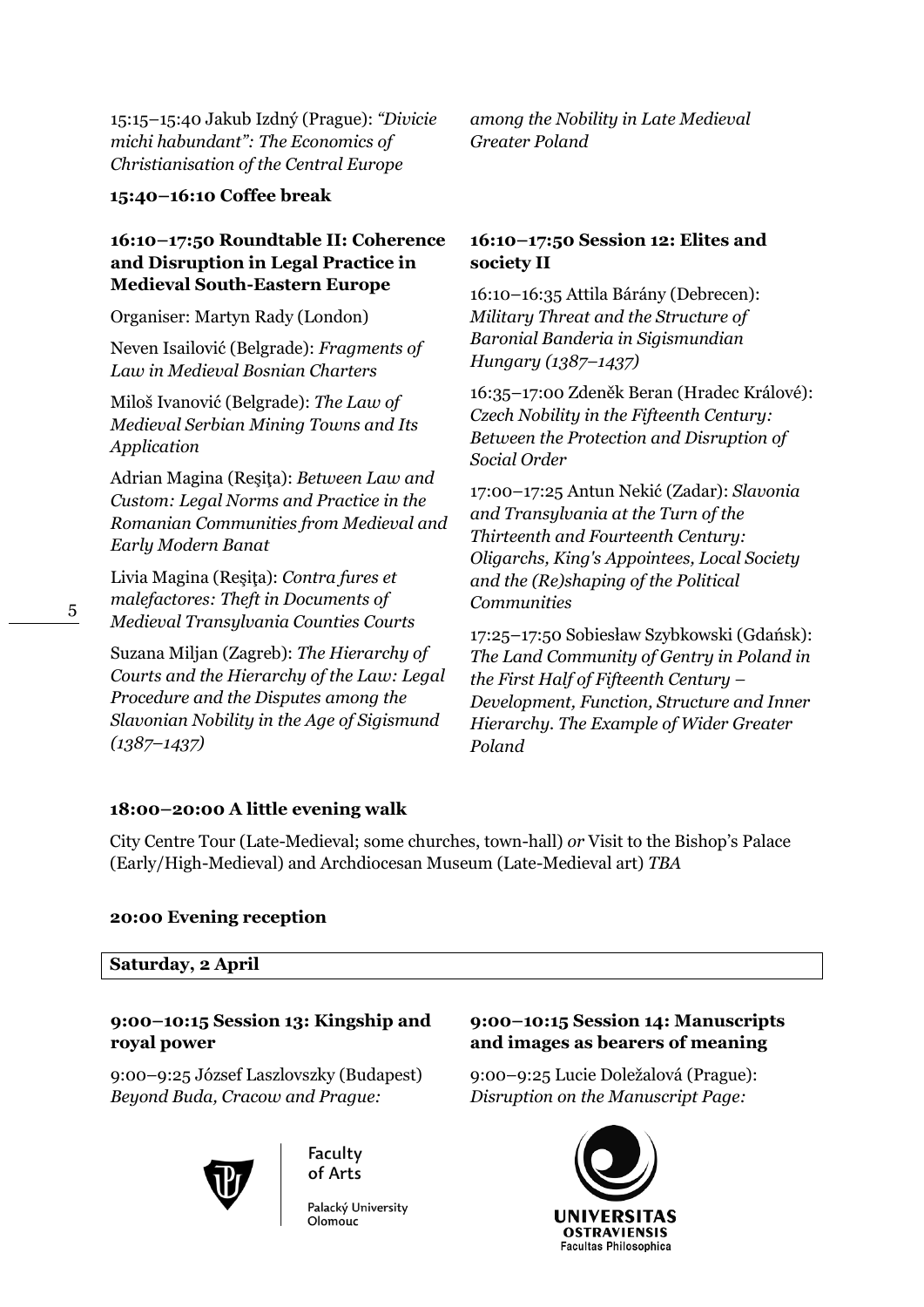15:15–15:40 Jakub Izdný (Prague): *"Divicie michi habundant": The Economics of Christianisation of the Central Europe*

**15:40–16:10 Coffee break**

**16:10–17:50 Roundtable II: Coherence and Disruption in Legal Practice in Medieval South-Eastern Europe**

Organiser: Martyn Rady (London)

Neven Isailović (Belgrade): *Fragments of Law in Medieval Bosnian Charters*

Miloš Ivanović (Belgrade): *The Law of Medieval Serbian Mining Towns and Its Application*

Adrian Magina (Reşiţa): *Between Law and Custom: Legal Norms and Practice in the Romanian Communities from Medieval and Early Modern Banat*

Livia Magina (Reşiţa): *Contra fures et malefactores: Theft in Documents of Medieval Transylvania Counties Courts*

Suzana Miljan (Zagreb): *The Hierarchy of Courts and the Hierarchy of the Law: Legal Procedure and the Disputes among the Slavonian Nobility in the Age of Sigismund (1387–1437)*

*among the Nobility in Late Medieval Greater Poland*

**16:10–17:50 Session 12: Elites and society II**

16:10–16:35 Attila Bárány (Debrecen): *Military Threat and the Structure of Baronial Banderia in Sigismundian Hungary (1387–1437)*

16:35–17:00 Zdeněk Beran (Hradec Králové): *Czech Nobility in the Fifteenth Century: Between the Protection and Disruption of Social Order*

17:00–17:25 Antun Nekić (Zadar): *Slavonia and Transylvania at the Turn of the Thirteenth and Fourteenth Century: Oligarchs, King's Appointees, Local Society and the (Re)shaping of the Political Communities*

17:25–17:50 Sobiesław Szybkowski (Gdańsk): *The Land Community of Gentry in Poland in the First Half of Fifteenth Century – Development, Function, Structure and Inner Hierarchy. The Example of Wider Greater Poland*

**18:00–20:00 A little evening walk**

City Centre Tour (Late-Medieval; some churches, town-hall) *or* Visit to the Bishop's Palace (Early/High-Medieval) and Archdiocesan Museum (Late-Medieval art) *TBA*

**20:00 Evening reception**

## Saturday, 2 April

**9:00–10:15 Session 13: Kingship and royal power**

9:00–9:25 József Laszlovszky (Budapest) *Beyond Buda, Cracow and Prague:*

**9:00–10:15 Session 14: Manuscripts and images as bearers of meaning**

9:00–9:25 Lucie Doležalová (Prague): *Disruption on the Manuscript Page:*

Faculty of Arts

Palacký University Olomouc

UNIVERSITAS OSTRAVIENSIS Facultas Philosophica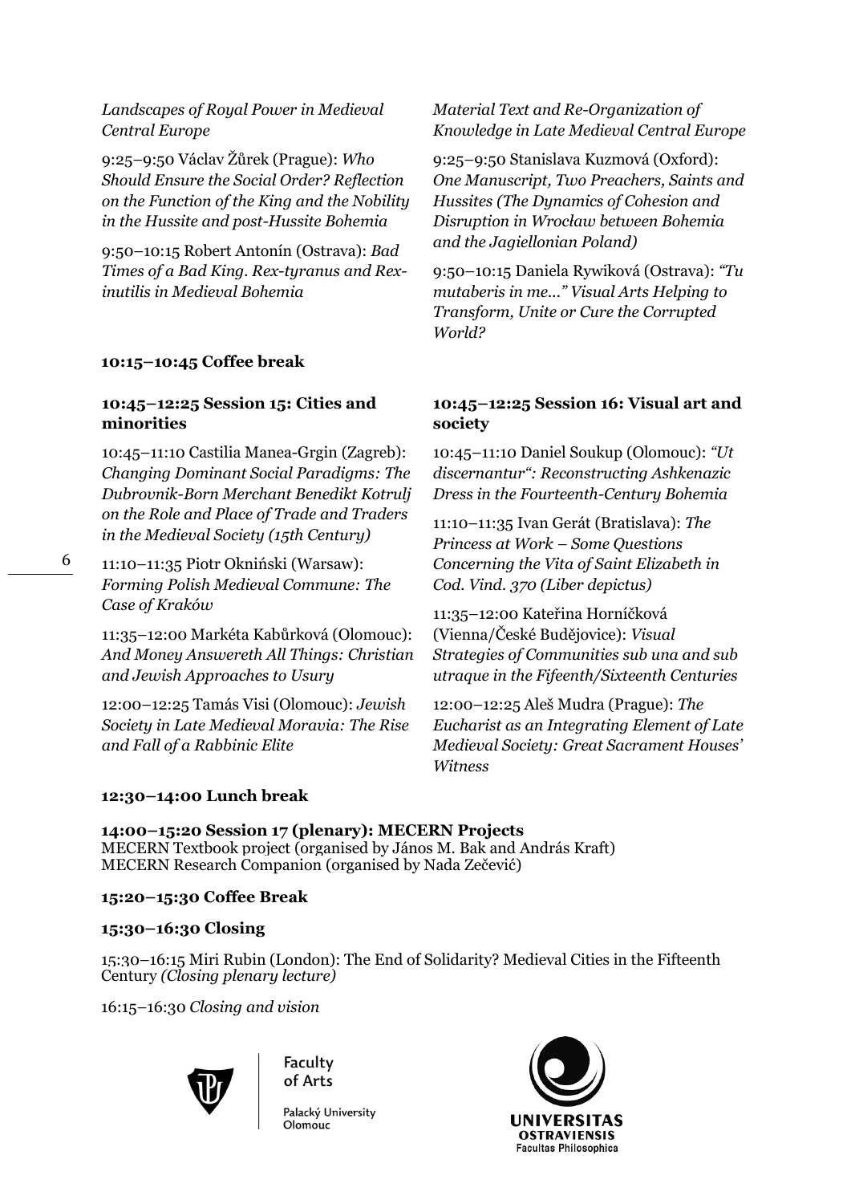*Landscapes of Royal Power in Medieval Central Europe*

9:25–9:50 Václav Žůrek (Prague): *Who Should Ensure the Social Order? Reflection on the Function of the King and the Nobility in the Hussite and post-Hussite Bohemia*

9:50–10:15 Robert Antonín (Ostrava): *Bad Times of a Bad King. Rex-tyranus and Rex-inutilis in Medieval Bohemia*

*Material Text and Re-Organization of Knowledge in Late Medieval Central Europe*

9:25–9:50 Stanislava Kuzmová (Oxford): *One Manuscript, Two Preachers, Saints and Hussites (The Dynamics of Cohesion and Disruption in Wrocław between Bohemia and the Jagiellonian Poland)*

9:50–10:15 Daniela Rywiková (Ostrava): *"Tu mutaberis in me..." Visual Arts Helping to Transform, Unite or Cure the Corrupted World?*

**10:15–10:45 Coffee break**

**10:45–12:25 Session 15: Cities and minorities**

10:45–11:10 Castilia Manea-Grgin (Zagreb): *Changing Dominant Social Paradigms: The Dubrovnik-Born Merchant Benedikt Kotrulj on the Role and Place of Trade and Traders in the Medieval Society (15th Century)*

11:10–11:35 Piotr Okniński (Warsaw): *Forming Polish Medieval Commune: The Case of Kraków*

11:35–12:00 Markéta Kabůrková (Olomouc): *And Money Answereth All Things: Christian and Jewish Approaches to Usury*

12:00–12:25 Tamás Visi (Olomouc): *Jewish Society in Late Medieval Moravia: The Rise and Fall of a Rabbinic Elite*

**10:45–12:25 Session 16: Visual art and society**

10:45–11:10 Daniel Soukup (Olomouc): *"Ut discernantur": Reconstructing Ashkenazic Dress in the Fourteenth-Century Bohemia*

11:10–11:35 Ivan Gerát (Bratislava): *The Princess at Work – Some Questions Concerning the Vita of Saint Elizabeth in Cod. Vind. 370 (Liber depictus)*

11:35–12:00 Kateřina Horníčková (Vienna/České Budějovice): *Visual Strategies of Communities sub una and sub utraque in the Fifeenth/Sixteenth Centuries*

12:00–12:25 Aleš Mudra (Prague): *The Eucharist as an Integrating Element of Late Medieval Society: Great Sacrament Houses' Witness*

**12:30–14:00 Lunch break**

**14:00–15:20 Session 17 (plenary): MECERN Projects**
MECERN Textbook project (organised by János M. Bak and András Kraft)
MECERN Research Companion (organised by Nada Zečević)

**15:20–15:30 Coffee Break**

**15:30–16:30 Closing**

15:30–16:15 Miri Rubin (London): The End of Solidarity? Medieval Cities in the Fifteenth Century *(Closing plenary lecture)*

16:15–16:30 *Closing and vision*

Faculty of Arts
Palacký University Olomouc

UNIVERSITAS OSTRAVIENSIS
Facultas Philosophica